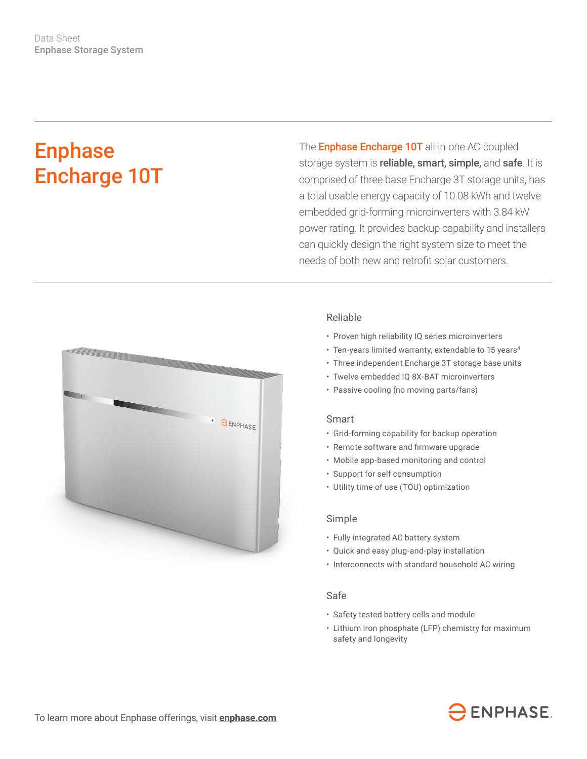Data Sheet
**Enphase Storage System**

# Enphase Encharge 10T

The **Enphase Encharge 10T** all-in-one AC-coupled storage system is **reliable, smart, simple,** and **safe**. It is comprised of three base Encharge 3T storage units, has a total usable energy capacity of 10.08 kWh and twelve embedded grid-forming microinverters with 3.84 kW power rating. It provides backup capability and installers can quickly design the right system size to meet the needs of both new and retrofit solar customers.

### Reliable

- Proven high reliability IQ series microinverters
- Ten-years limited warranty, extendable to 15 years[4]
- Three independent Encharge 3T storage base units
- Twelve embedded IQ 8X-BAT microinverters
- Passive cooling (no moving parts/fans)

### Smart

- Grid-forming capability for backup operation
- Remote software and firmware upgrade
- Mobile app-based monitoring and control
- Support for self consumption
- Utility time of use (TOU) optimization

### Simple

- Fully integrated AC battery system
- Quick and easy plug-and-play installation
- Interconnects with standard household AC wiring

### Safe

- Safety tested battery cells and module
- Lithium iron phosphate (LFP) chemistry for maximum safety and longevity

To learn more about Enphase offerings, visit **enphase.com**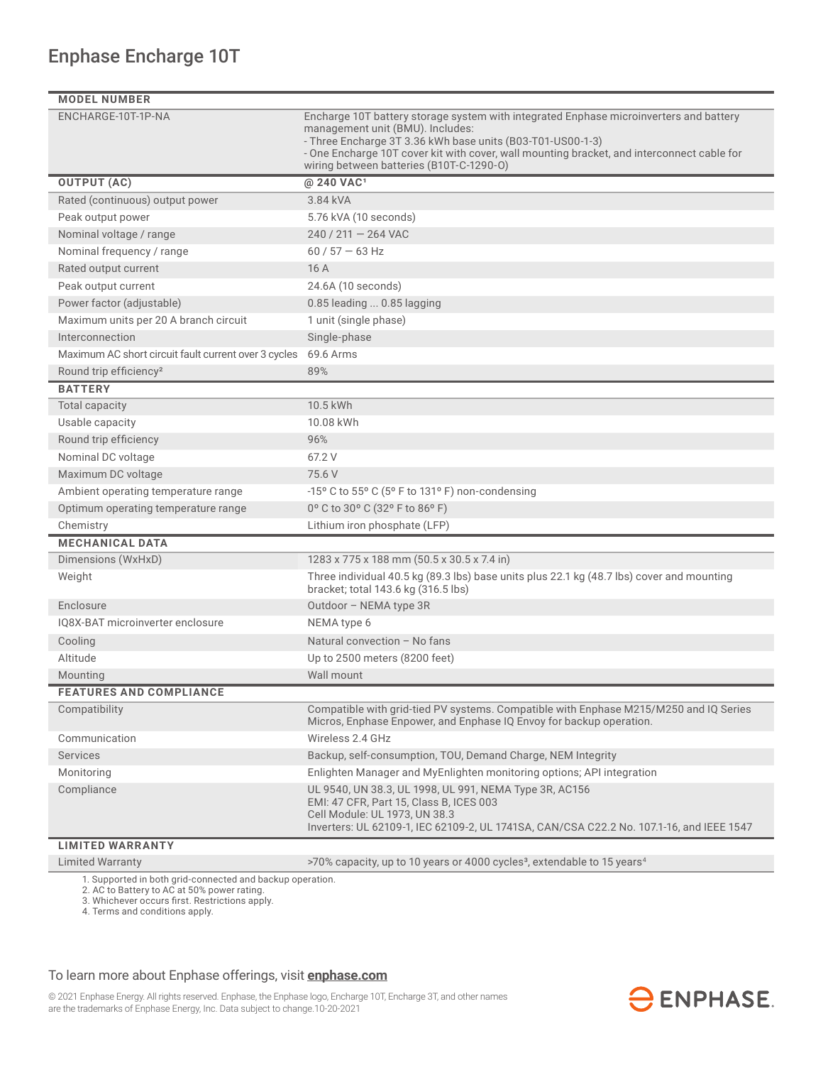# Enphase Encharge 10T

| MODEL NUMBER | |
|---|---|
| ENCHARGE-10T-1P-NA | Encharge 10T battery storage system with integrated Enphase microinverters and battery management unit (BMU). Includes:<br>- Three Encharge 3T 3.36 kWh base units (B03-T01-US00-1-3)<br>- One Encharge 10T cover kit with cover, wall mounting bracket, and interconnect cable for wiring between batteries (B10T-C-1290-O) |
| **OUTPUT (AC)** | **@ 240 VAC[1]** |
| Rated (continuous) output power | 3.84 kVA |
| Peak output power | 5.76 kVA (10 seconds) |
| Nominal voltage / range | 240 / 211 — 264 VAC |
| Nominal frequency / range | 60 / 57 — 63 Hz |
| Rated output current | 16 A |
| Peak output current | 24.6A (10 seconds) |
| Power factor (adjustable) | 0.85 leading ... 0.85 lagging |
| Maximum units per 20 A branch circuit | 1 unit (single phase) |
| Interconnection | Single-phase |
| Maximum AC short circuit fault current over 3 cycles | 69.6 Arms |
| Round trip efficiency[2] | 89% |
| **BATTERY** | |
| Total capacity | 10.5 kWh |
| Usable capacity | 10.08 kWh |
| Round trip efficiency | 96% |
| Nominal DC voltage | 67.2 V |
| Maximum DC voltage | 75.6 V |
| Ambient operating temperature range | -15º C to 55º C (5º F to 131º F) non-condensing |
| Optimum operating temperature range | 0º C to 30º C (32º F to 86º F) |
| Chemistry | Lithium iron phosphate (LFP) |
| **MECHANICAL DATA** | |
| Dimensions (WxHxD) | 1283 x 775 x 188 mm (50.5 x 30.5 x 7.4 in) |
| Weight | Three individual 40.5 kg (89.3 lbs) base units plus 22.1 kg (48.7 lbs) cover and mounting bracket; total 143.6 kg (316.5 lbs) |
| Enclosure | Outdoor – NEMA type 3R |
| IQ8X-BAT microinverter enclosure | NEMA type 6 |
| Cooling | Natural convection – No fans |
| Altitude | Up to 2500 meters (8200 feet) |
| Mounting | Wall mount |
| **FEATURES AND COMPLIANCE** | |
| Compatibility | Compatible with grid-tied PV systems. Compatible with Enphase M215/M250 and IQ Series Micros, Enphase Enpower, and Enphase IQ Envoy for backup operation. |
| Communication | Wireless 2.4 GHz |
| Services | Backup, self-consumption, TOU, Demand Charge, NEM Integrity |
| Monitoring | Enlighten Manager and MyEnlighten monitoring options; API integration |
| Compliance | UL 9540, UN 38.3, UL 1998, UL 991, NEMA Type 3R, AC156<br>EMI: 47 CFR, Part 15, Class B, ICES 003<br>Cell Module: UL 1973, UN 38.3<br>Inverters: UL 62109-1, IEC 62109-2, UL 1741SA, CAN/CSA C22.2 No. 107.1-16, and IEEE 1547 |
| **LIMITED WARRANTY** | |
| Limited Warranty | >70% capacity, up to 10 years or 4000 cycles[3], extendable to 15 years[4] |

1. Supported in both grid-connected and backup operation.
2. AC to Battery to AC at 50% power rating.
3. Whichever occurs first. Restrictions apply.
4. Terms and conditions apply.

To learn more about Enphase offerings, visit **enphase.com**

© 2021 Enphase Energy. All rights reserved. Enphase, the Enphase logo, Encharge 10T, Encharge 3T, and other names are the trademarks of Enphase Energy, Inc. Data subject to change.10-20-2021

ENPHASE.